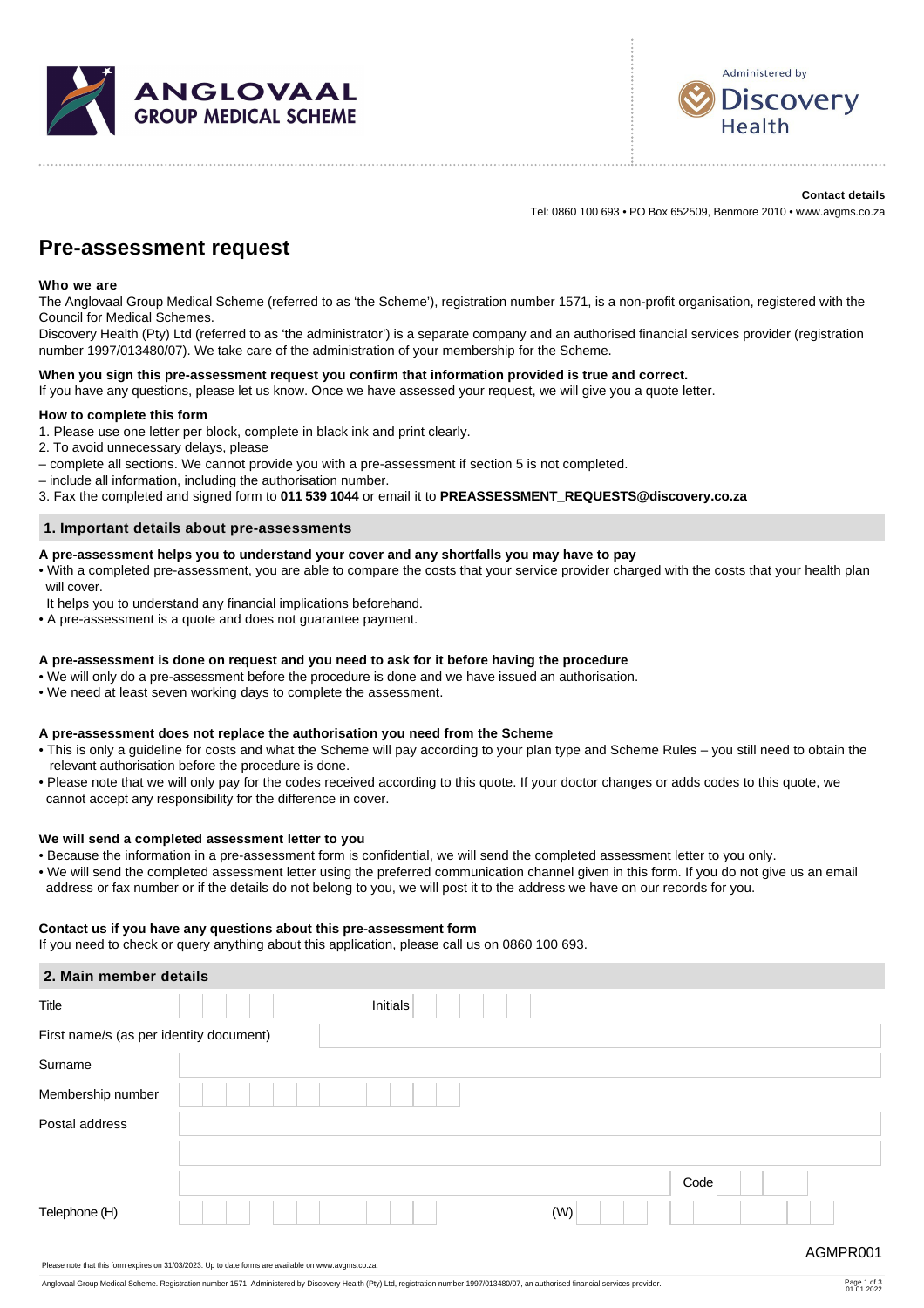ANGLOVAAL GROUP MEDICAL SCHEME

Administered by Discovery Health

**Contact details**

Tel: 0860 100 693 • PO Box 652509, Benmore 2010 • www.avgms.co.za

# Pre-assessment request

**Who we are**

The Anglovaal Group Medical Scheme (referred to as 'the Scheme'), registration number 1571, is a non-profit organisation, registered with the Council for Medical Schemes.

Discovery Health (Pty) Ltd (referred to as 'the administrator') is a separate company and an authorised financial services provider (registration number 1997/013480/07). We take care of the administration of your membership for the Scheme.

**When you sign this pre-assessment request you confirm that information provided is true and correct.**

If you have any questions, please let us know. Once we have assessed your request, we will give you a quote letter.

**How to complete this form**

1. Please use one letter per block, complete in black ink and print clearly.
2. To avoid unnecessary delays, please
   – complete all sections. We cannot provide you with a pre-assessment if section 5 is not completed.
   – include all information, including the authorisation number.
3. Fax the completed and signed form to **011 539 1044** or email it to **PREASSESSMENT_REQUESTS@discovery.co.za**

## 1. Important details about pre-assessments

**A pre-assessment helps you to understand your cover and any shortfalls you may have to pay**

- With a completed pre-assessment, you are able to compare the costs that your service provider charged with the costs that your health plan will cover.
  It helps you to understand any financial implications beforehand.
- A pre-assessment is a quote and does not guarantee payment.

**A pre-assessment is done on request and you need to ask for it before having the procedure**

- We will only do a pre-assessment before the procedure is done and we have issued an authorisation.
- We need at least seven working days to complete the assessment.

**A pre-assessment does not replace the authorisation you need from the Scheme**

- This is only a guideline for costs and what the Scheme will pay according to your plan type and Scheme Rules – you still need to obtain the relevant authorisation before the procedure is done.
- Please note that we will only pay for the codes received according to this quote. If your doctor changes or adds codes to this quote, we cannot accept any responsibility for the difference in cover.

**We will send a completed assessment letter to you**

- Because the information in a pre-assessment form is confidential, we will send the completed assessment letter to you only.
- We will send the completed assessment letter using the preferred communication channel given in this form. If you do not give us an email address or fax number or if the details do not belong to you, we will post it to the address we have on our records for you.

**Contact us if you have any questions about this pre-assessment form**

If you need to check or query anything about this application, please call us on 0860 100 693.

## 2. Main member details

| | | | |
|---|---|---|---|
| Title | | Initials | |
| First name/s (as per identity document) | | | |
| Surname | | | |
| Membership number | | | |
| Postal address | | | |
| | | | |
| | | Code | |
| Telephone (H) | | (W) | |

AGMPR001

Please note that this form expires on 31/03/2023. Up to date forms are available on www.avgms.co.za.

Anglovaal Group Medical Scheme. Registration number 1571. Administered by Discovery Health (Pty) Ltd, registration number 1997/013480/07, an authorised financial services provider.

01.01.2022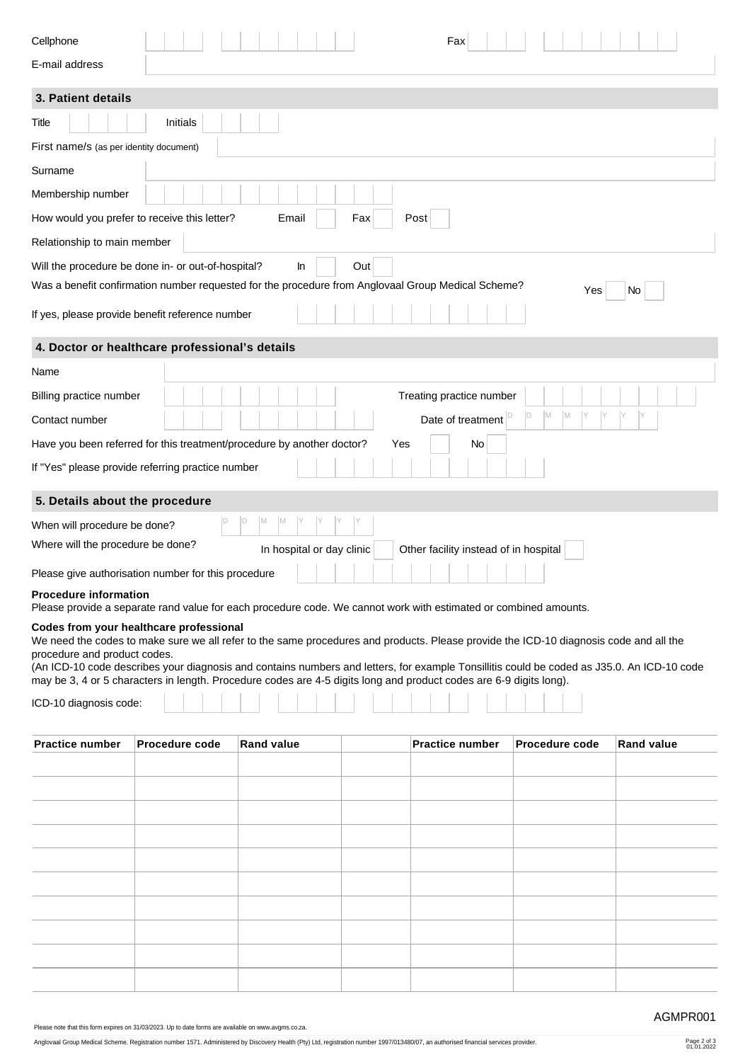Cellphone | | Fax | |

E-mail address | |

## 3. Patient details

Title | | Initials | |

First name/s (as per identity document) | |

Surname | |

Membership number | |

How would you prefer to receive this letter? Email ☐ Fax ☐ Post ☐

Relationship to main member | |

Will the procedure be done in- or out-of-hospital? In ☐ Out ☐

Was a benefit confirmation number requested for the procedure from Anglovaal Group Medical Scheme? Yes ☐ No ☐

If yes, please provide benefit reference number | |

## 4. Doctor or healthcare professional's details

Name | |

Billing practice number | | Treating practice number | |

Contact number | | Date of treatment D D M M Y Y Y Y

Have you been referred for this treatment/procedure by another doctor? Yes ☐ No ☐

If "Yes" please provide referring practice number | |

## 5. Details about the procedure

When will procedure be done? D D M M Y Y Y Y

Where will the procedure be done? In hospital or day clinic ☐ Other facility instead of in hospital ☐

Please give authorisation number for this procedure | |

**Procedure information**

Please provide a separate rand value for each procedure code. We cannot work with estimated or combined amounts.

**Codes from your healthcare professional**

We need the codes to make sure we all refer to the same procedures and products. Please provide the ICD-10 diagnosis code and all the procedure and product codes.

(An ICD-10 code describes your diagnosis and contains numbers and letters, for example Tonsillitis could be coded as J35.0. An ICD-10 code may be 3, 4 or 5 characters in length. Procedure codes are 4-5 digits long and product codes are 6-9 digits long).

ICD-10 diagnosis code: | |

| Practice number | Procedure code | Rand value | | Practice number | Procedure code | Rand value |
|---|---|---|---|---|---|---|
| | | | | | | |
| | | | | | | |
| | | | | | | |
| | | | | | | |
| | | | | | | |
| | | | | | | |
| | | | | | | |
| | | | | | | |
| | | | | | | |
| | | | | | | |

AGMPR001

Please note that this form expires on 31/03/2023. Up to date forms are available on www.avgms.co.za.

Anglovaal Group Medical Scheme. Registration number 1571. Administered by Discovery Health (Pty) Ltd, registration number 1997/013480/07, an authorised financial services provider.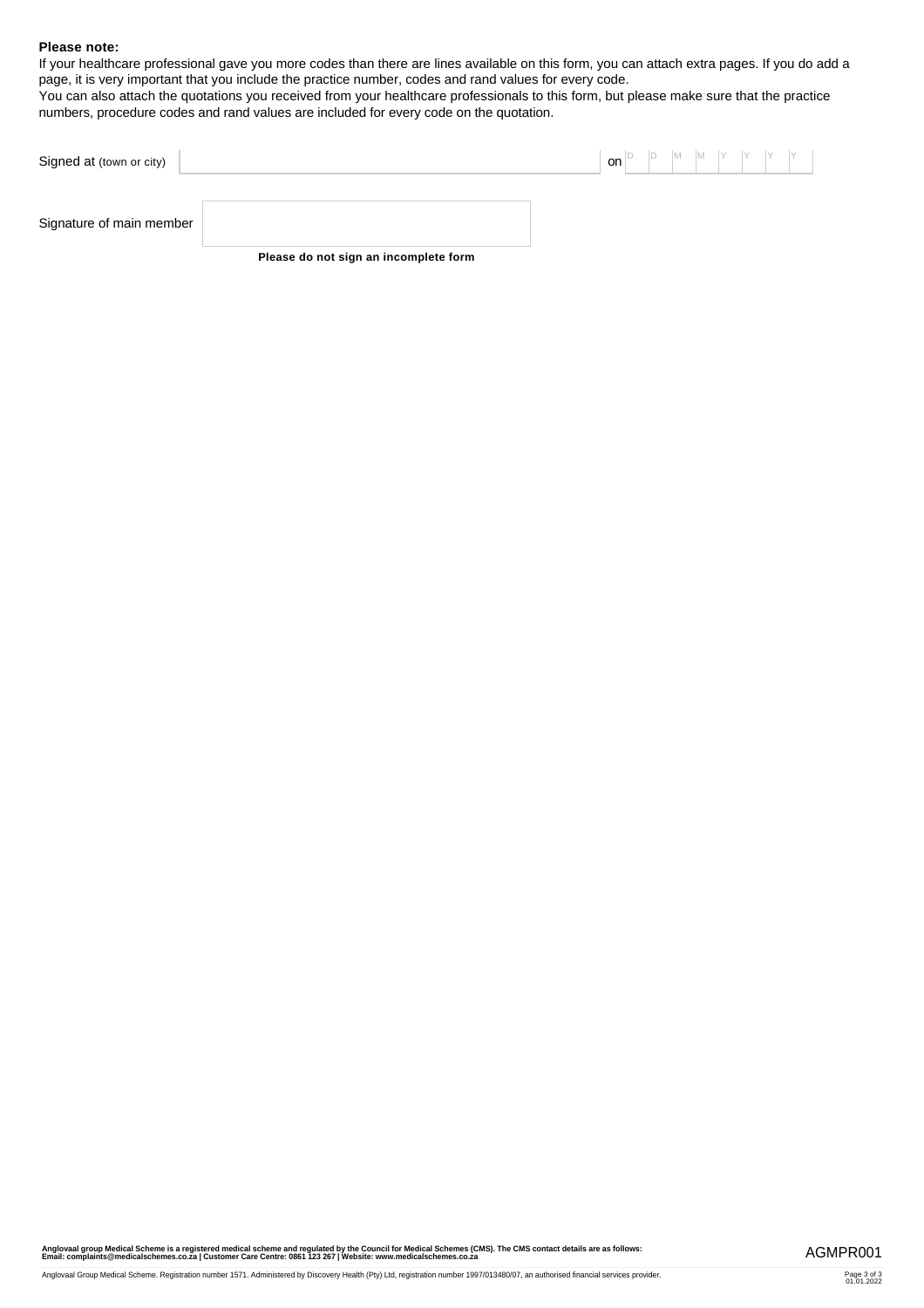**Please note:**

If your healthcare professional gave you more codes than there are lines available on this form, you can attach extra pages. If you do add a page, it is very important that you include the practice number, codes and rand values for every code.

You can also attach the quotations you received from your healthcare professionals to this form, but please make sure that the practice numbers, procedure codes and rand values are included for every code on the quotation.

Signed at (town or city) ______________________ on D D M M Y Y Y Y

Signature of main member ______________________

**Please do not sign an incomplete form**

**Anglovaal group Medical Scheme is a registered medical scheme and regulated by the Council for Medical Schemes (CMS). The CMS contact details are as follows:**
**Email: complaints@medicalschemes.co.za | Customer Care Centre: 0861 123 267 | Website: www.medicalschemes.co.za**

AGMPR001

Anglovaal Group Medical Scheme. Registration number 1571. Administered by Discovery Health (Pty) Ltd, registration number 1997/013480/07, an authorised financial services provider.

01.01.2022